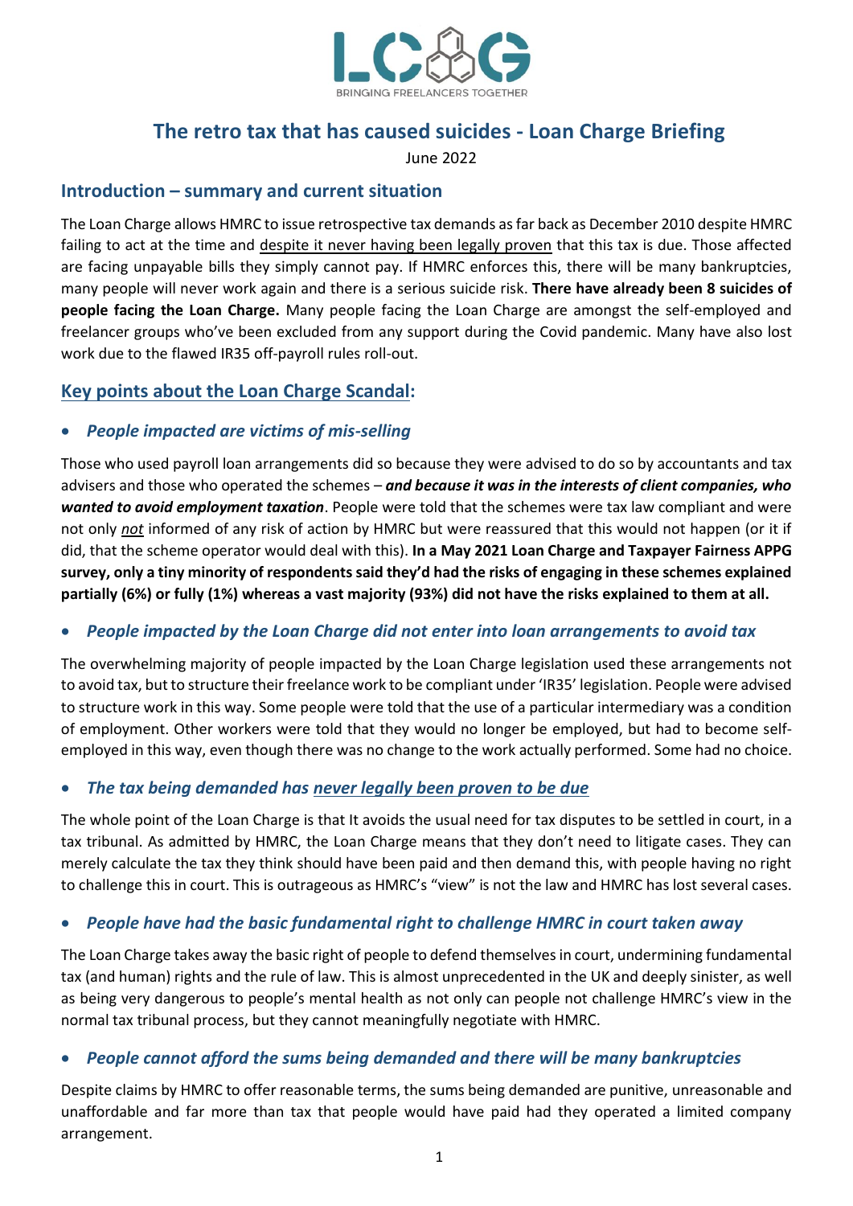LC&G

BRINGING FREELANCERS TOGETHER

# The retro tax that has caused suicides - Loan Charge Briefing

June 2022

## Introduction – summary and current situation

The Loan Charge allows HMRC to issue retrospective tax demands as far back as December 2010 despite HMRC failing to act at the time and despite it never having been legally proven that this tax is due. Those affected are facing unpayable bills they simply cannot pay. If HMRC enforces this, there will be many bankruptcies, many people will never work again and there is a serious suicide risk. **There have already been 8 suicides of people facing the Loan Charge.** Many people facing the Loan Charge are amongst the self-employed and freelancer groups who've been excluded from any support during the Covid pandemic. Many have also lost work due to the flawed IR35 off-payroll rules roll-out.

## Key points about the Loan Charge Scandal:

- ***People impacted are victims of mis-selling***

Those who used payroll loan arrangements did so because they were advised to do so by accountants and tax advisers and those who operated the schemes – ***and because it was in the interests of client companies, who wanted to avoid employment taxation***. People were told that the schemes were tax law compliant and were not only *not* informed of any risk of action by HMRC but were reassured that this would not happen (or it if did, that the scheme operator would deal with this). **In a May 2021 Loan Charge and Taxpayer Fairness APPG survey, only a tiny minority of respondents said they'd had the risks of engaging in these schemes explained partially (6%) or fully (1%) whereas a vast majority (93%) did not have the risks explained to them at all.**

- ***People impacted by the Loan Charge did not enter into loan arrangements to avoid tax***

The overwhelming majority of people impacted by the Loan Charge legislation used these arrangements not to avoid tax, but to structure their freelance work to be compliant under 'IR35' legislation. People were advised to structure work in this way. Some people were told that the use of a particular intermediary was a condition of employment. Other workers were told that they would no longer be employed, but had to become self-employed in this way, even though there was no change to the work actually performed. Some had no choice.

- ***The tax being demanded has never legally been proven to be due***

The whole point of the Loan Charge is that It avoids the usual need for tax disputes to be settled in court, in a tax tribunal. As admitted by HMRC, the Loan Charge means that they don't need to litigate cases. They can merely calculate the tax they think should have been paid and then demand this, with people having no right to challenge this in court. This is outrageous as HMRC's "view" is not the law and HMRC has lost several cases.

- ***People have had the basic fundamental right to challenge HMRC in court taken away***

The Loan Charge takes away the basic right of people to defend themselves in court, undermining fundamental tax (and human) rights and the rule of law. This is almost unprecedented in the UK and deeply sinister, as well as being very dangerous to people's mental health as not only can people not challenge HMRC's view in the normal tax tribunal process, but they cannot meaningfully negotiate with HMRC.

- ***People cannot afford the sums being demanded and there will be many bankruptcies***

Despite claims by HMRC to offer reasonable terms, the sums being demanded are punitive, unreasonable and unaffordable and far more than tax that people would have paid had they operated a limited company arrangement.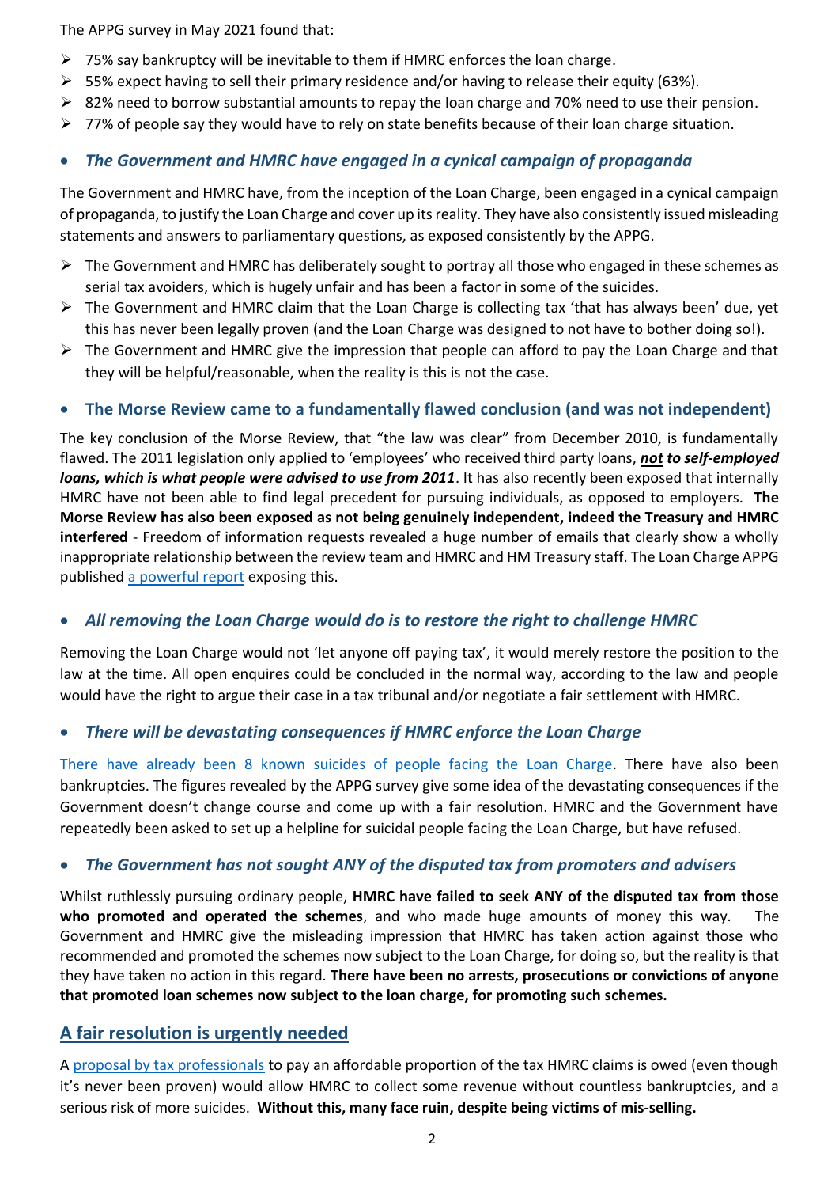The APPG survey in May 2021 found that:

- 75% say bankruptcy will be inevitable to them if HMRC enforces the loan charge.
- 55% expect having to sell their primary residence and/or having to release their equity (63%).
- 82% need to borrow substantial amounts to repay the loan charge and 70% need to use their pension.
- 77% of people say they would have to rely on state benefits because of their loan charge situation.

- ***The Government and HMRC have engaged in a cynical campaign of propaganda***

The Government and HMRC have, from the inception of the Loan Charge, been engaged in a cynical campaign of propaganda, to justify the Loan Charge and cover up its reality. They have also consistently issued misleading statements and answers to parliamentary questions, as exposed consistently by the APPG.

- The Government and HMRC has deliberately sought to portray all those who engaged in these schemes as serial tax avoiders, which is hugely unfair and has been a factor in some of the suicides.
- The Government and HMRC claim that the Loan Charge is collecting tax 'that has always been' due, yet this has never been legally proven (and the Loan Charge was designed to not have to bother doing so!).
- The Government and HMRC give the impression that people can afford to pay the Loan Charge and that they will be helpful/reasonable, when the reality is this is not the case.

- **The Morse Review came to a fundamentally flawed conclusion (and was not independent)**

The key conclusion of the Morse Review, that "the law was clear" from December 2010, is fundamentally flawed. The 2011 legislation only applied to 'employees' who received third party loans, ***not* to self-employed loans, which is what people were advised to use from 2011**. It has also recently been exposed that internally HMRC have not been able to find legal precedent for pursuing individuals, as opposed to employers. **The Morse Review has also been exposed as not being genuinely independent, indeed the Treasury and HMRC interfered** - Freedom of information requests revealed a huge number of emails that clearly show a wholly inappropriate relationship between the review team and HMRC and HM Treasury staff. The Loan Charge APPG published a powerful report exposing this.

- ***All removing the Loan Charge would do is to restore the right to challenge HMRC***

Removing the Loan Charge would not 'let anyone off paying tax', it would merely restore the position to the law at the time. All open enquires could be concluded in the normal way, according to the law and people would have the right to argue their case in a tax tribunal and/or negotiate a fair settlement with HMRC.

- ***There will be devastating consequences if HMRC enforce the Loan Charge***

There have already been 8 known suicides of people facing the Loan Charge. There have also been bankruptcies. The figures revealed by the APPG survey give some idea of the devastating consequences if the Government doesn't change course and come up with a fair resolution. HMRC and the Government have repeatedly been asked to set up a helpline for suicidal people facing the Loan Charge, but have refused.

- ***The Government has not sought ANY of the disputed tax from promoters and advisers***

Whilst ruthlessly pursuing ordinary people, **HMRC have failed to seek ANY of the disputed tax from those who promoted and operated the schemes**, and who made huge amounts of money this way. The Government and HMRC give the misleading impression that HMRC has taken action against those who recommended and promoted the schemes now subject to the Loan Charge, for doing so, but the reality is that they have taken no action in this regard. **There have been no arrests, prosecutions or convictions of anyone that promoted loan schemes now subject to the loan charge, for promoting such schemes.**

## A fair resolution is urgently needed

A proposal by tax professionals to pay an affordable proportion of the tax HMRC claims is owed (even though it's never been proven) would allow HMRC to collect some revenue without countless bankruptcies, and a serious risk of more suicides. **Without this, many face ruin, despite being victims of mis-selling.**